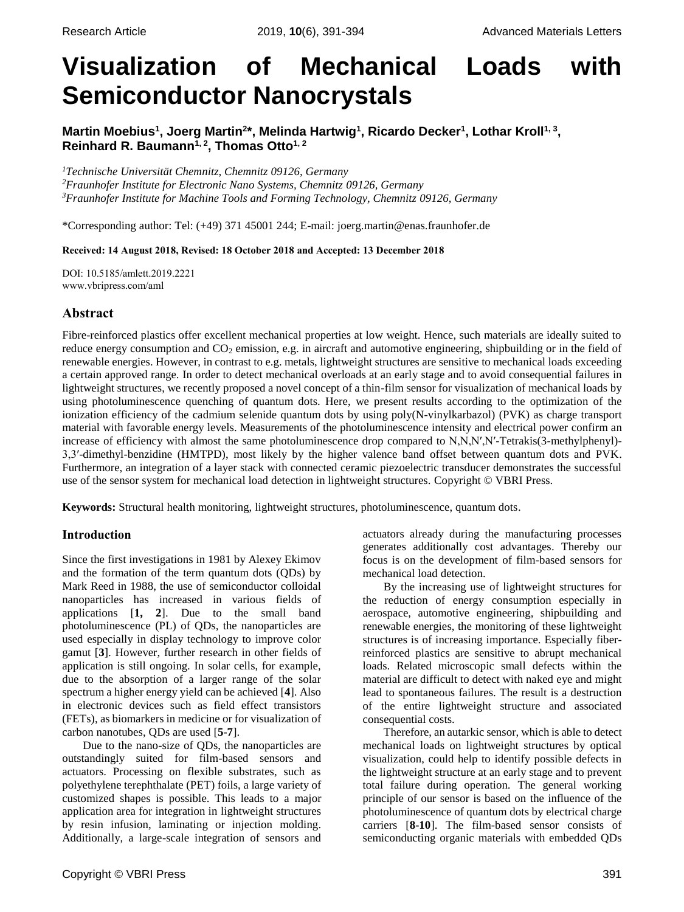# Visualization of Mechanical Loads with Semiconductor Nanocrystals

**Martin Moebius[1], Joerg Martin[2]*, Melinda Hartwig[1], Ricardo Decker[1], Lothar Kroll[1, 3], Reinhard R. Baumann[1, 2], Thomas Otto[1, 2]**

[1]*Technische Universität Chemnitz, Chemnitz 09126, Germany*
[2]*Fraunhofer Institute for Electronic Nano Systems, Chemnitz 09126, Germany*
[3]*Fraunhofer Institute for Machine Tools and Forming Technology, Chemnitz 09126, Germany*

*Corresponding author: Tel: (+49) 371 45001 244; E-mail: joerg.martin@enas.fraunhofer.de

**Received: 14 August 2018, Revised: 18 October 2018 and Accepted: 13 December 2018**

DOI: 10.5185/amlett.2019.2221
www.vbripress.com/aml

## Abstract

Fibre-reinforced plastics offer excellent mechanical properties at low weight. Hence, such materials are ideally suited to reduce energy consumption and $CO_2$ emission, e.g. in aircraft and automotive engineering, shipbuilding or in the field of renewable energies. However, in contrast to e.g. metals, lightweight structures are sensitive to mechanical loads exceeding a certain approved range. In order to detect mechanical overloads at an early stage and to avoid consequential failures in lightweight structures, we recently proposed a novel concept of a thin-film sensor for visualization of mechanical loads by using photoluminescence quenching of quantum dots. Here, we present results according to the optimization of the ionization efficiency of the cadmium selenide quantum dots by using poly(N-vinylkarbazol) (PVK) as charge transport material with favorable energy levels. Measurements of the photoluminescence intensity and electrical power confirm an increase of efficiency with almost the same photoluminescence drop compared to N,N,N′,N′-Tetrakis(3-methylphenyl)-3,3′-dimethyl-benzidine (HMTPD), most likely by the higher valence band offset between quantum dots and PVK. Furthermore, an integration of a layer stack with connected ceramic piezoelectric transducer demonstrates the successful use of the sensor system for mechanical load detection in lightweight structures. Copyright © VBRI Press.

**Keywords:** Structural health monitoring, lightweight structures, photoluminescence, quantum dots.

## Introduction

Since the first investigations in 1981 by Alexey Ekimov and the formation of the term quantum dots (QDs) by Mark Reed in 1988, the use of semiconductor colloidal nanoparticles has increased in various fields of applications [**1, 2**]. Due to the small band photoluminescence (PL) of QDs, the nanoparticles are used especially in display technology to improve color gamut [**3**]. However, further research in other fields of application is still ongoing. In solar cells, for example, due to the absorption of a larger range of the solar spectrum a higher energy yield can be achieved [**4**]. Also in electronic devices such as field effect transistors (FETs), as biomarkers in medicine or for visualization of carbon nanotubes, QDs are used [**5-7**].

Due to the nano-size of QDs, the nanoparticles are outstandingly suited for film-based sensors and actuators. Processing on flexible substrates, such as polyethylene terephthalate (PET) foils, a large variety of customized shapes is possible. This leads to a major application area for integration in lightweight structures by resin infusion, laminating or injection molding. Additionally, a large-scale integration of sensors and actuators already during the manufacturing processes generates additionally cost advantages. Thereby our focus is on the development of film-based sensors for mechanical load detection.

By the increasing use of lightweight structures for the reduction of energy consumption especially in aerospace, automotive engineering, shipbuilding and renewable energies, the monitoring of these lightweight structures is of increasing importance. Especially fiber-reinforced plastics are sensitive to abrupt mechanical loads. Related microscopic small defects within the material are difficult to detect with naked eye and might lead to spontaneous failures. The result is a destruction of the entire lightweight structure and associated consequential costs.

Therefore, an autarkic sensor, which is able to detect mechanical loads on lightweight structures by optical visualization, could help to identify possible defects in the lightweight structure at an early stage and to prevent total failure during operation. The general working principle of our sensor is based on the influence of the photoluminescence of quantum dots by electrical charge carriers [**8-10**]. The film-based sensor consists of semiconducting organic materials with embedded QDs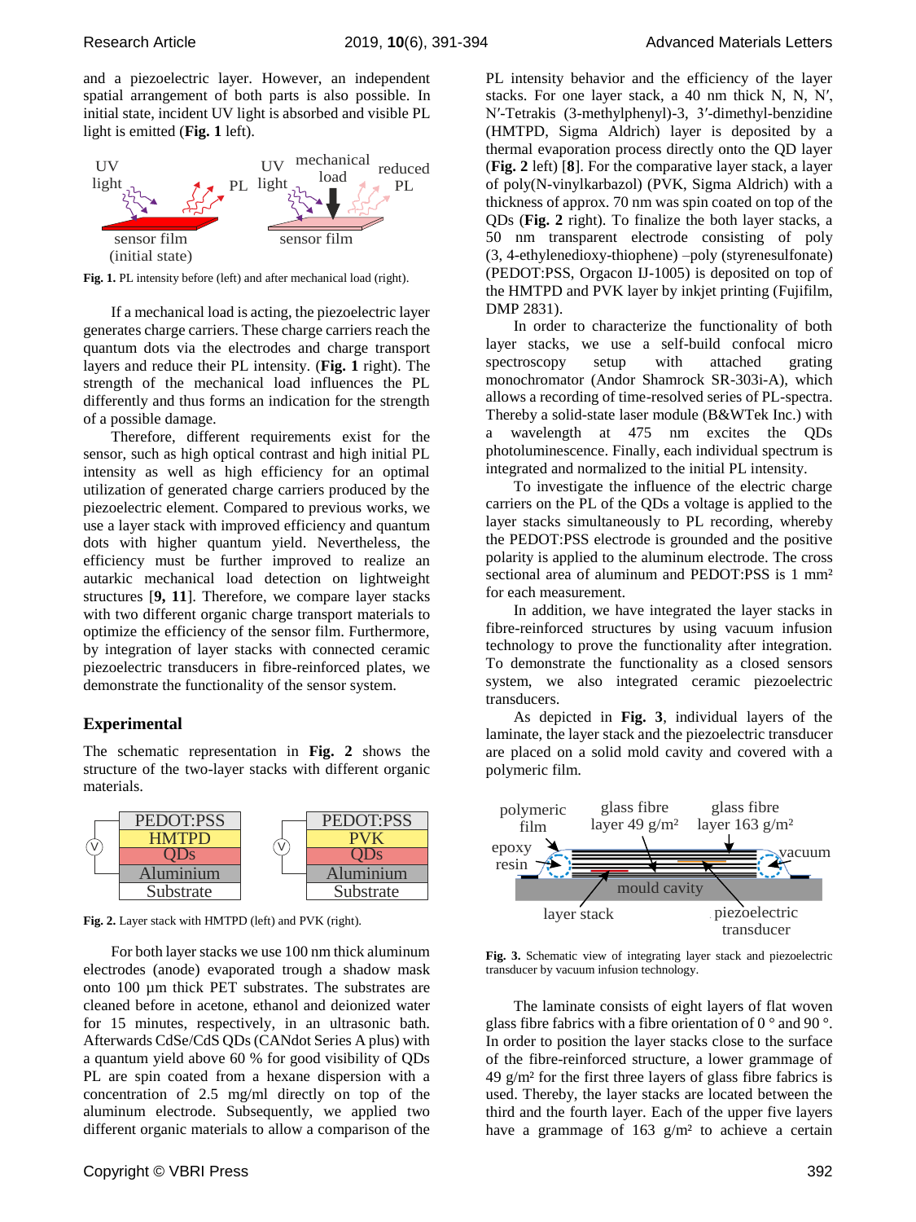and a piezoelectric layer. However, an independent spatial arrangement of both parts is also possible. In initial state, incident UV light is absorbed and visible PL light is emitted (**Fig. 1** left).

UV light
PL
sensor film (initial state)
UV light
mechanical load
reduced PL
sensor film

**Fig. 1.** PL intensity before (left) and after mechanical load (right).

If a mechanical load is acting, the piezoelectric layer generates charge carriers. These charge carriers reach the quantum dots via the electrodes and charge transport layers and reduce their PL intensity. (**Fig. 1** right). The strength of the mechanical load influences the PL differently and thus forms an indication for the strength of a possible damage.

Therefore, different requirements exist for the sensor, such as high optical contrast and high initial PL intensity as well as high efficiency for an optimal utilization of generated charge carriers produced by the piezoelectric element. Compared to previous works, we use a layer stack with improved efficiency and quantum dots with higher quantum yield. Nevertheless, the efficiency must be further improved to realize an autarkic mechanical load detection on lightweight structures [**9, 11**]. Therefore, we compare layer stacks with two different organic charge transport materials to optimize the efficiency of the sensor film. Furthermore, by integration of layer stacks with connected ceramic piezoelectric transducers in fibre-reinforced plates, we demonstrate the functionality of the sensor system.

## Experimental

The schematic representation in **Fig. 2** shows the structure of the two-layer stacks with different organic materials.

V
PEDOT:PSS
HMTPD
QDs
Aluminium
Substrate

V
PEDOT:PSS
PVK
QDs
Aluminium
Substrate

**Fig. 2.** Layer stack with HMTPD (left) and PVK (right).

For both layer stacks we use 100 nm thick aluminum electrodes (anode) evaporated trough a shadow mask onto 100 µm thick PET substrates. The substrates are cleaned before in acetone, ethanol and deionized water for 15 minutes, respectively, in an ultrasonic bath. Afterwards CdSe/CdS QDs (CANdot Series A plus) with a quantum yield above 60 % for good visibility of QDs PL are spin coated from a hexane dispersion with a concentration of 2.5 mg/ml directly on top of the aluminum electrode. Subsequently, we applied two different organic materials to allow a comparison of the PL intensity behavior and the efficiency of the layer stacks. For one layer stack, a 40 nm thick N, N, N′, N′-Tetrakis (3-methylphenyl)-3, 3′-dimethyl-benzidine (HMTPD, Sigma Aldrich) layer is deposited by a thermal evaporation process directly onto the QD layer (**Fig. 2** left) [**8**]. For the comparative layer stack, a layer of poly(N-vinylkarbazol) (PVK, Sigma Aldrich) with a thickness of approx. 70 nm was spin coated on top of the QDs (**Fig. 2** right). To finalize the both layer stacks, a 50 nm transparent electrode consisting of poly (3, 4-ethylenedioxy-thiophene) –poly (styrenesulfonate) (PEDOT:PSS, Orgacon IJ-1005) is deposited on top of the HMTPD and PVK layer by inkjet printing (Fujifilm, DMP 2831).

In order to characterize the functionality of both layer stacks, we use a self-build confocal micro spectroscopy setup with attached grating monochromator (Andor Shamrock SR-303i-A), which allows a recording of time-resolved series of PL-spectra. Thereby a solid-state laser module (B&WTek Inc.) with a wavelength at 475 nm excites the QDs photoluminescence. Finally, each individual spectrum is integrated and normalized to the initial PL intensity.

To investigate the influence of the electric charge carriers on the PL of the QDs a voltage is applied to the layer stacks simultaneously to PL recording, whereby the PEDOT:PSS electrode is grounded and the positive polarity is applied to the aluminum electrode. The cross sectional area of aluminum and PEDOT:PSS is 1 mm² for each measurement.

In addition, we have integrated the layer stacks in fibre-reinforced structures by using vacuum infusion technology to prove the functionality after integration. To demonstrate the functionality as a closed sensors system, we also integrated ceramic piezoelectric transducers.

As depicted in **Fig. 3**, individual layers of the laminate, the layer stack and the piezoelectric transducer are placed on a solid mold cavity and covered with a polymeric film.

polymeric film
glass fibre layer 49 g/m²
glass fibre layer 163 g/m²
epoxy resin
vacuum
mould cavity
layer stack
piezoelectric transducer

**Fig. 3.** Schematic view of integrating layer stack and piezoelectric transducer by vacuum infusion technology.

The laminate consists of eight layers of flat woven glass fibre fabrics with a fibre orientation of 0 ° and 90 °. In order to position the layer stacks close to the surface of the fibre-reinforced structure, a lower grammage of 49 g/m² for the first three layers of glass fibre fabrics is used. Thereby, the layer stacks are located between the third and the fourth layer. Each of the upper five layers have a grammage of 163 g/m² to achieve a certain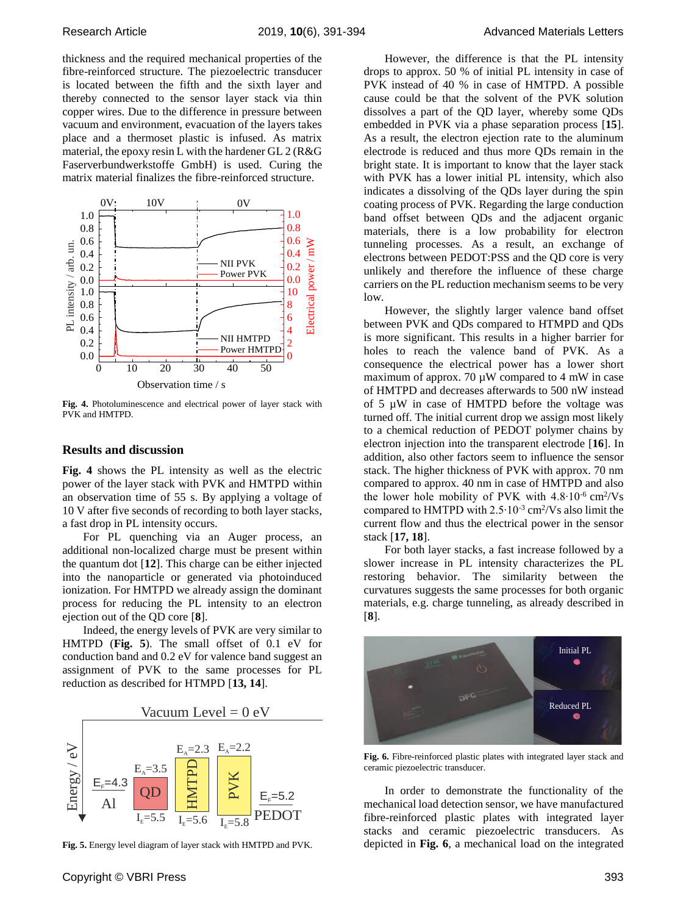thickness and the required mechanical properties of the fibre-reinforced structure. The piezoelectric transducer is located between the fifth and the sixth layer and thereby connected to the sensor layer stack via thin copper wires. Due to the difference in pressure between vacuum and environment, evacuation of the layers takes place and a thermoset plastic is infused. As matrix material, the epoxy resin L with the hardener GL 2 (R&G Faserverbundwerkstoffe GmbH) is used. Curing the matrix material finalizes the fibre-reinforced structure.

0V 10V 0V

PL intensity / arb. un.

Electrical power / mW

NII PVK
Power PVK

NII HMTPD
Power HMTPD

Observation time / s

**Fig. 4.** Photoluminescence and electrical power of layer stack with PVK and HMTPD.

## Results and discussion

**Fig. 4** shows the PL intensity as well as the electric power of the layer stack with PVK and HMTPD within an observation time of 55 s. By applying a voltage of 10 V after five seconds of recording to both layer stacks, a fast drop in PL intensity occurs.

For PL quenching via an Auger process, an additional non-localized charge must be present within the quantum dot [**12**]. This charge can be either injected into the nanoparticle or generated via photoinduced ionization. For HMTPD we already assign the dominant process for reducing the PL intensity to an electron ejection out of the QD core [**8**].

Indeed, the energy levels of PVK are very similar to HMTPD (**Fig. 5**). The small offset of 0.1 eV for conduction band and 0.2 eV for valence band suggest an assignment of PVK to the same processes for PL reduction as described for HTMPD [**13, 14**].

Vacuum Level = 0 eV

Energy / eV

$E_F$=4.3 Al

$E_A$=3.5 QD $I_E$=5.5

$E_A$=2.3 HMTPD $I_E$=5.6

$E_A$=2.2 PVK $I_E$=5.8

$E_F$=5.2 PEDOT

**Fig. 5.** Energy level diagram of layer stack with HMTPD and PVK.

However, the difference is that the PL intensity drops to approx. 50 % of initial PL intensity in case of PVK instead of 40 % in case of HMTPD. A possible cause could be that the solvent of the PVK solution dissolves a part of the QD layer, whereby some QDs embedded in PVK via a phase separation process [**15**]. As a result, the electron ejection rate to the aluminum electrode is reduced and thus more QDs remain in the bright state. It is important to know that the layer stack with PVK has a lower initial PL intensity, which also indicates a dissolving of the QDs layer during the spin coating process of PVK. Regarding the large conduction band offset between QDs and the adjacent organic materials, there is a low probability for electron tunneling processes. As a result, an exchange of electrons between PEDOT:PSS and the QD core is very unlikely and therefore the influence of these charge carriers on the PL reduction mechanism seems to be very low.

However, the slightly larger valence band offset between PVK and QDs compared to HTMPD and QDs is more significant. This results in a higher barrier for holes to reach the valence band of PVK. As a consequence the electrical power has a lower short maximum of approx. 70 µW compared to 4 mW in case of HMTPD and decreases afterwards to 500 nW instead of 5 µW in case of HMTPD before the voltage was turned off. The initial current drop we assign most likely to a chemical reduction of PEDOT polymer chains by electron injection into the transparent electrode [**16**]. In addition, also other factors seem to influence the sensor stack. The higher thickness of PVK with approx. 70 nm compared to approx. 40 nm in case of HMTPD and also the lower hole mobility of PVK with $4.8 \cdot 10^{-6}$ cm²/Vs compared to HMTPD with $2.5 \cdot 10^{-3}$ cm²/Vs also limit the current flow and thus the electrical power in the sensor stack [**17, 18**].

For both layer stacks, a fast increase followed by a slower increase in PL intensity characterizes the PL restoring behavior. The similarity between the curvatures suggests the same processes for both organic materials, e.g. charge tunneling, as already described in [**8**].

Initial PL

Reduced PL

**Fig. 6.** Fibre-reinforced plastic plates with integrated layer stack and ceramic piezoelectric transducer.

In order to demonstrate the functionality of the mechanical load detection sensor, we have manufactured fibre-reinforced plastic plates with integrated layer stacks and ceramic piezoelectric transducers. As depicted in **Fig. 6**, a mechanical load on the integrated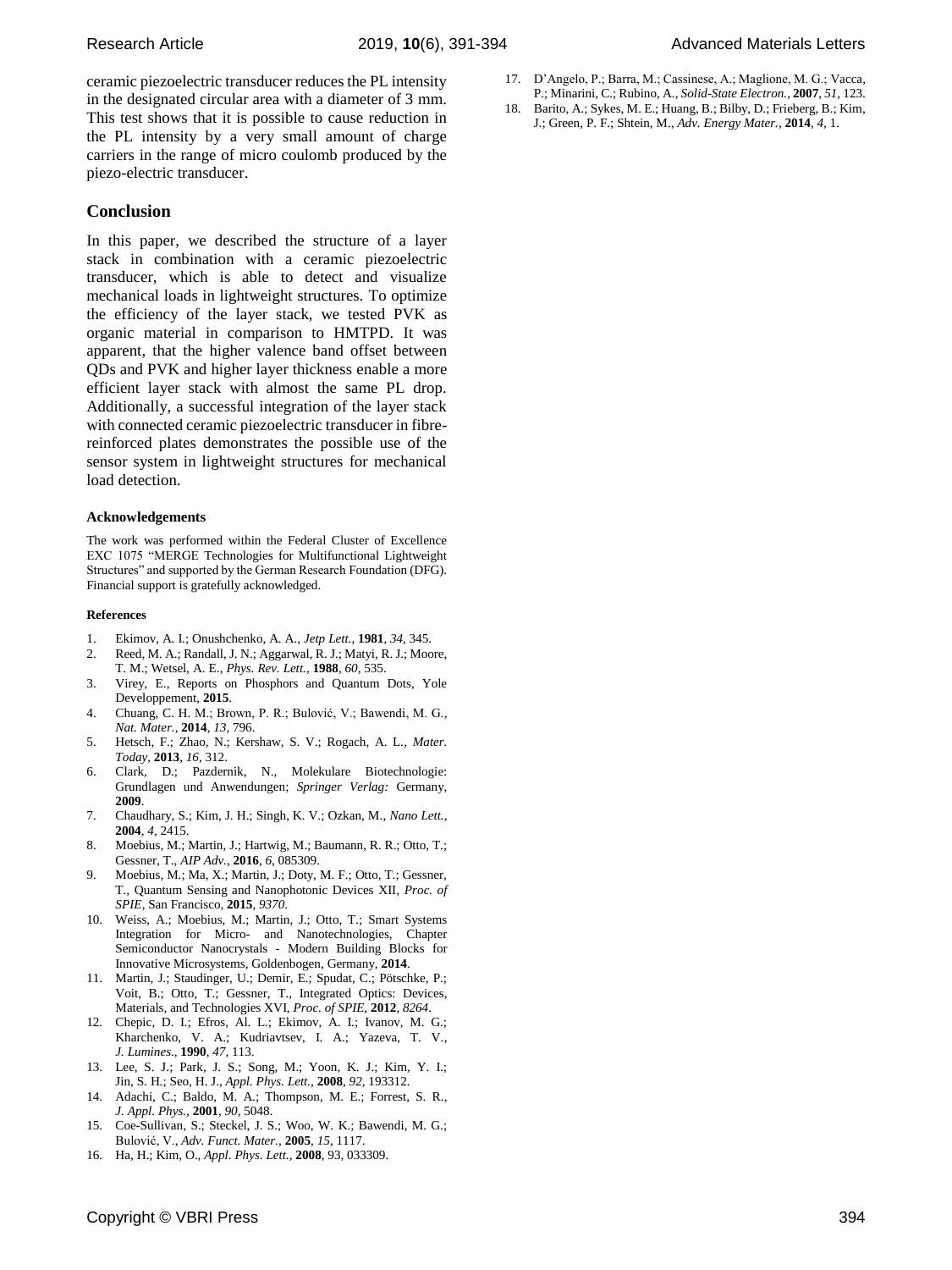ceramic piezoelectric transducer reduces the PL intensity in the designated circular area with a diameter of 3 mm. This test shows that it is possible to cause reduction in the PL intensity by a very small amount of charge carriers in the range of micro coulomb produced by the piezo-electric transducer.

## Conclusion

In this paper, we described the structure of a layer stack in combination with a ceramic piezoelectric transducer, which is able to detect and visualize mechanical loads in lightweight structures. To optimize the efficiency of the layer stack, we tested PVK as organic material in comparison to HMTPD. It was apparent, that the higher valence band offset between QDs and PVK and higher layer thickness enable a more efficient layer stack with almost the same PL drop. Additionally, a successful integration of the layer stack with connected ceramic piezoelectric transducer in fibre-reinforced plates demonstrates the possible use of the sensor system in lightweight structures for mechanical load detection.

### Acknowledgements

The work was performed within the Federal Cluster of Excellence EXC 1075 "MERGE Technologies for Multifunctional Lightweight Structures" and supported by the German Research Foundation (DFG). Financial support is gratefully acknowledged.

### References

1. Ekimov, A. I.; Onushchenko, A. A., *Jetp Lett.*, **1981**, *34*, 345.
2. Reed, M. A.; Randall, J. N.; Aggarwal, R. J.; Matyi, R. J.; Moore, T. M.; Wetsel, A. E., *Phys. Rev. Lett.*, **1988**, *60*, 535.
3. Virey, E., Reports on Phosphors and Quantum Dots, Yole Developpement, **2015**.
4. Chuang, C. H. M.; Brown, P. R.; Bulović, V.; Bawendi, M. G., *Nat. Mater.*, **2014**, *13*, 796.
5. Hetsch, F.; Zhao, N.; Kershaw, S. V.; Rogach, A. L., *Mater. Today*, **2013**, *16*, 312.
6. Clark, D.; Pazdernik, N., Molekulare Biotechnologie: Grundlagen und Anwendungen; *Springer Verlag:* Germany, **2009**.
7. Chaudhary, S.; Kim, J. H.; Singh, K. V.; Ozkan, M., *Nano Lett.*, **2004**, *4*, 2415.
8. Moebius, M.; Martin, J.; Hartwig, M.; Baumann, R. R.; Otto, T.; Gessner, T., *AIP Adv.*, **2016**, *6*, 085309.
9. Moebius, M.; Ma, X.; Martin, J.; Doty, M. F.; Otto, T.; Gessner, T., Quantum Sensing and Nanophotonic Devices XII, *Proc. of SPIE*, San Francisco, **2015**, *9370*.
10. Weiss, A.; Moebius, M.; Martin, J.; Otto, T.; Smart Systems Integration for Micro- and Nanotechnologies, Chapter Semiconductor Nanocrystals - Modern Building Blocks for Innovative Microsystems, Goldenbogen, Germany, **2014**.
11. Martin, J.; Staudinger, U.; Demir, E.; Spudat, C.; Pötschke, P.; Voit, B.; Otto, T.; Gessner, T., Integrated Optics: Devices, Materials, and Technologies XVI, *Proc. of SPIE*, **2012**, *8264*.
12. Chepic, D. I.; Efros, Al. L.; Ekimov, A. I.; Ivanov, M. G.; Kharchenko, V. A.; Kudriavtsev, I. A.; Yazeva, T. V., *J. Lumines.*, **1990**, *47*, 113.
13. Lee, S. J.; Park, J. S.; Song, M.; Yoon, K. J.; Kim, Y. I.; Jin, S. H.; Seo, H. J., *Appl. Phys. Lett.*, **2008**, *92*, 193312.
14. Adachi, C.; Baldo, M. A.; Thompson, M. E.; Forrest, S. R., *J. Appl. Phys.*, **2001**, *90*, 5048.
15. Coe-Sullivan, S.; Steckel, J. S.; Woo, W. K.; Bawendi, M. G.; Bulović, V., *Adv. Funct. Mater.*, **2005**, *15*, 1117.
16. Ha, H.; Kim, O., *Appl. Phys. Lett.*, **2008**, 93, 033309.
17. D'Angelo, P.; Barra, M.; Cassinese, A.; Maglione, M. G.; Vacca, P.; Minarini, C.; Rubino, A., *Solid-State Electron.*, **2007**, *51*, 123.
18. Barito, A.; Sykes, M. E.; Huang, B.; Bilby, D.; Frieberg, B.; Kim, J.; Green, P. F.; Shtein, M., *Adv. Energy Mater.*, **2014**, *4*, 1.